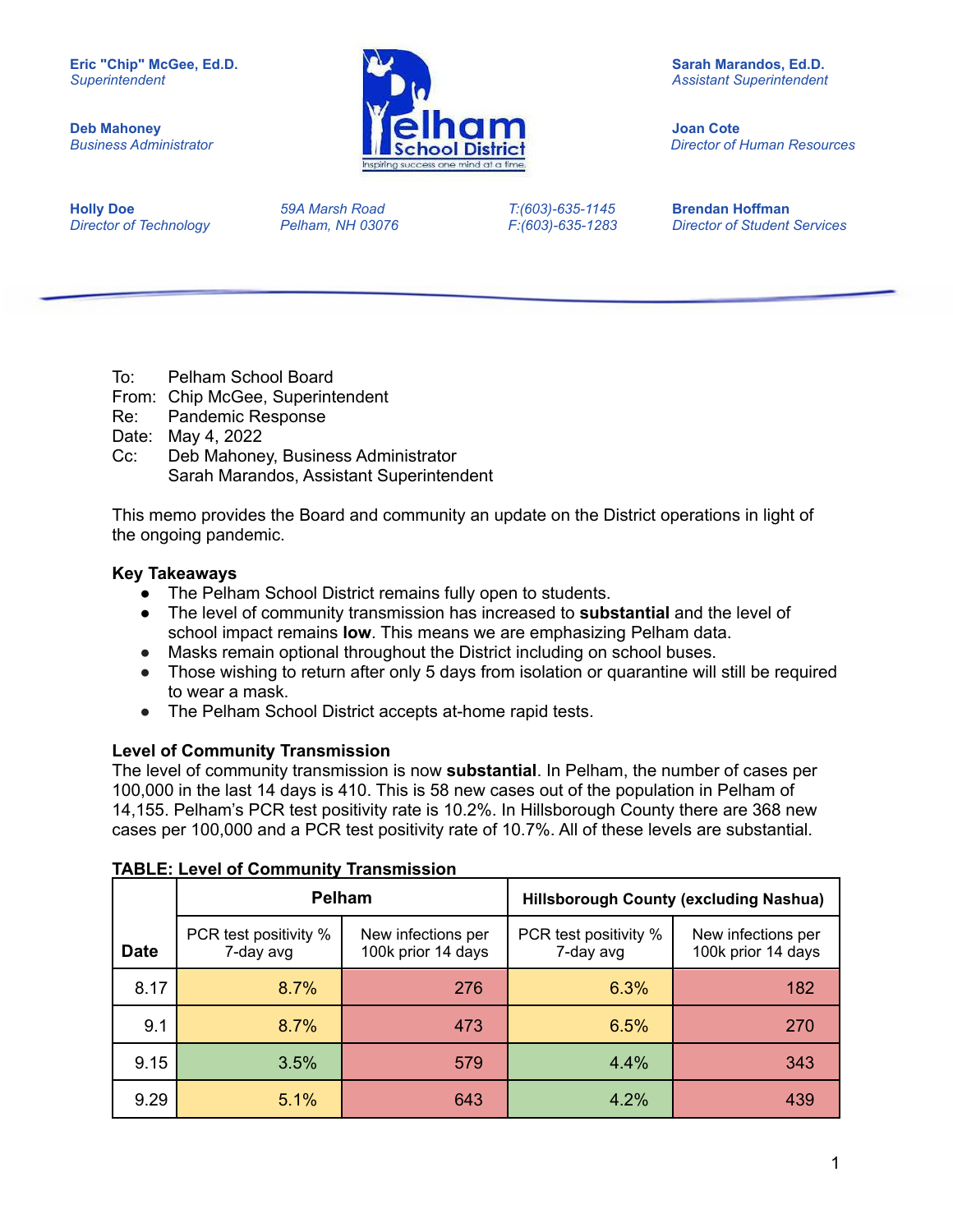Eric "Chip" McGee, Ed.D.
*Superintendent*

Deb Mahoney
*Business Administrator*

Holly Doe
*Director of Technology*

Pelham School District
Inspiring success one mind at a time.

*59A Marsh Road*
*Pelham, NH 03076*

*T:(603)-635-1145*
*F:(603)-635-1283*

Sarah Marandos, Ed.D.
*Assistant Superintendent*

Joan Cote
*Director of Human Resources*

Brendan Hoffman
*Director of Student Services*

---

To: Pelham School Board
From: Chip McGee, Superintendent
Re: Pandemic Response
Date: May 4, 2022
Cc: Deb Mahoney, Business Administrator
Sarah Marandos, Assistant Superintendent

This memo provides the Board and community an update on the District operations in light of the ongoing pandemic.

**Key Takeaways**

- The Pelham School District remains fully open to students.
- The level of community transmission has increased to **substantial** and the level of school impact remains **low**. This means we are emphasizing Pelham data.
- Masks remain optional throughout the District including on school buses.
- Those wishing to return after only 5 days from isolation or quarantine will still be required to wear a mask.
- The Pelham School District accepts at-home rapid tests.

**Level of Community Transmission**

The level of community transmission is now **substantial**. In Pelham, the number of cases per 100,000 in the last 14 days is 410. This is 58 new cases out of the population in Pelham of 14,155. Pelham's PCR test positivity rate is 10.2%. In Hillsborough County there are 368 new cases per 100,000 and a PCR test positivity rate of 10.7%. All of these levels are substantial.

**TABLE: Level of Community Transmission**

| Date | Pelham | | Hillsborough County (excluding Nashua) | |
|---|---|---|---|---|
| | PCR test positivity % 7-day avg | New infections per 100k prior 14 days | PCR test positivity % 7-day avg | New infections per 100k prior 14 days |
| 8.17 | 8.7% | 276 | 6.3% | 182 |
| 9.1 | 8.7% | 473 | 6.5% | 270 |
| 9.15 | 3.5% | 579 | 4.4% | 343 |
| 9.29 | 5.1% | 643 | 4.2% | 439 |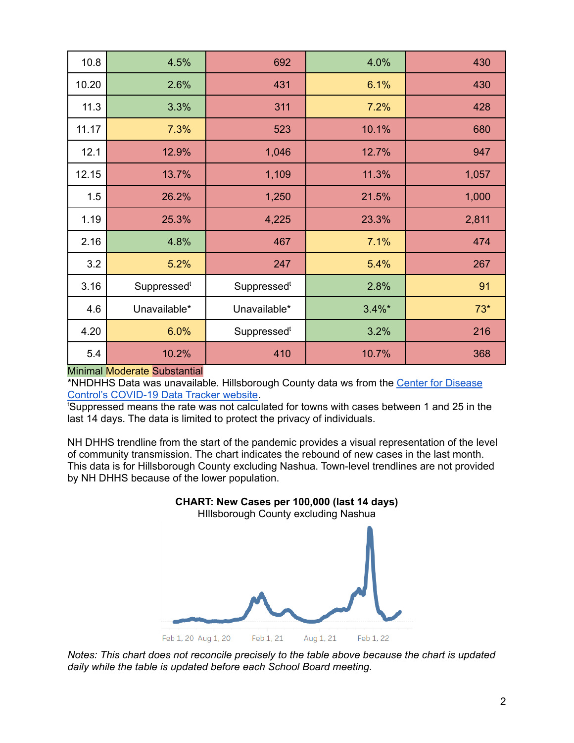| 10.8 | 4.5% | 692 | 4.0% | 430 |
|---|---|---|---|---|
| 10.20 | 2.6% | 431 | 6.1% | 430 |
| 11.3 | 3.3% | 311 | 7.2% | 428 |
| 11.17 | 7.3% | 523 | 10.1% | 680 |
| 12.1 | 12.9% | 1,046 | 12.7% | 947 |
| 12.15 | 13.7% | 1,109 | 11.3% | 1,057 |
| 1.5 | 26.2% | 1,250 | 21.5% | 1,000 |
| 1.19 | 25.3% | 4,225 | 23.3% | 2,811 |
| 2.16 | 4.8% | 467 | 7.1% | 474 |
| 3.2 | 5.2% | 247 | 5.4% | 267 |
| 3.16 | Suppressed[t] | Suppressed[t] | 2.8% | 91 |
| 4.6 | Unavailable* | Unavailable* | 3.4%* | 73* |
| 4.20 | 6.0% | Suppressed[t] | 3.2% | 216 |
| 5.4 | 10.2% | 410 | 10.7% | 368 |

Minimal Moderate Substantial

*NHDHHS Data was unavailable. Hillsborough County data ws from the Center for Disease Control's COVID-19 Data Tracker website.

[t]Suppressed means the rate was not calculated for towns with cases between 1 and 25 in the last 14 days. The data is limited to protect the privacy of individuals.

NH DHHS trendline from the start of the pandemic provides a visual representation of the level of community transmission. The chart indicates the rebound of new cases in the last month. This data is for Hillsborough County excluding Nashua. Town-level trendlines are not provided by NH DHHS because of the lower population.

**CHART: New Cases per 100,000 (last 14 days)**
HIllsborough County excluding Nashua

Feb 1, 20 Aug 1, 20 Feb 1, 21 Aug 1, 21 Feb 1, 22

*Notes: This chart does not reconcile precisely to the table above because the chart is updated daily while the table is updated before each School Board meeting.*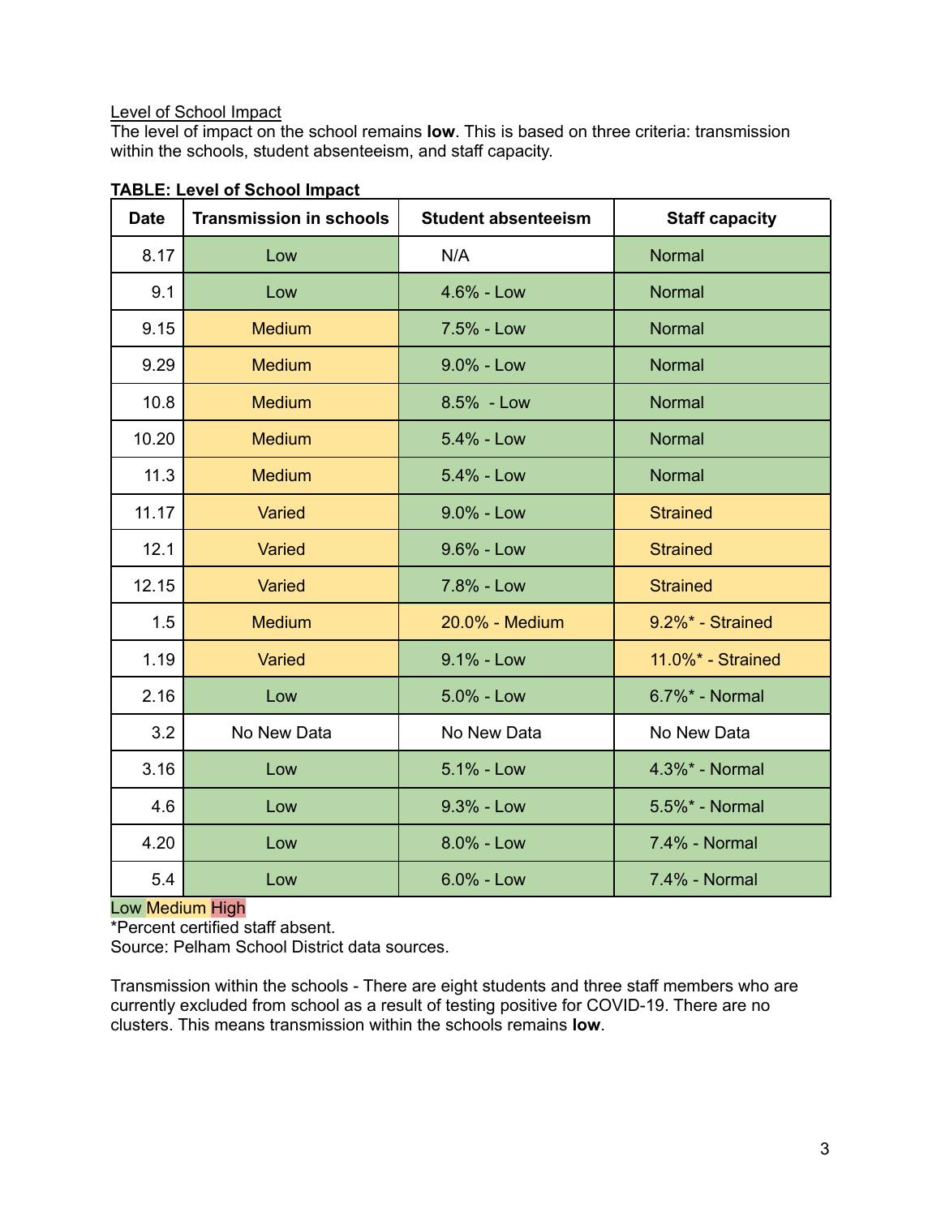Level of School Impact

The level of impact on the school remains **low**. This is based on three criteria: transmission within the schools, student absenteeism, and staff capacity.

**TABLE: Level of School Impact**

| Date | Transmission in schools | Student absenteeism | Staff capacity |
|---|---|---|---|
| 8.17 | Low | N/A | Normal |
| 9.1 | Low | 4.6% - Low | Normal |
| 9.15 | Medium | 7.5% - Low | Normal |
| 9.29 | Medium | 9.0% - Low | Normal |
| 10.8 | Medium | 8.5% - Low | Normal |
| 10.20 | Medium | 5.4% - Low | Normal |
| 11.3 | Medium | 5.4% - Low | Normal |
| 11.17 | Varied | 9.0% - Low | Strained |
| 12.1 | Varied | 9.6% - Low | Strained |
| 12.15 | Varied | 7.8% - Low | Strained |
| 1.5 | Medium | 20.0% - Medium | 9.2%* - Strained |
| 1.19 | Varied | 9.1% - Low | 11.0%* - Strained |
| 2.16 | Low | 5.0% - Low | 6.7%* - Normal |
| 3.2 | No New Data | No New Data | No New Data |
| 3.16 | Low | 5.1% - Low | 4.3%* - Normal |
| 4.6 | Low | 9.3% - Low | 5.5%* - Normal |
| 4.20 | Low | 8.0% - Low | 7.4% - Normal |
| 5.4 | Low | 6.0% - Low | 7.4% - Normal |

Low Medium High

*Percent certified staff absent.

Source: Pelham School District data sources.

Transmission within the schools - There are eight students and three staff members who are currently excluded from school as a result of testing positive for COVID-19. There are no clusters. This means transmission within the schools remains **low**.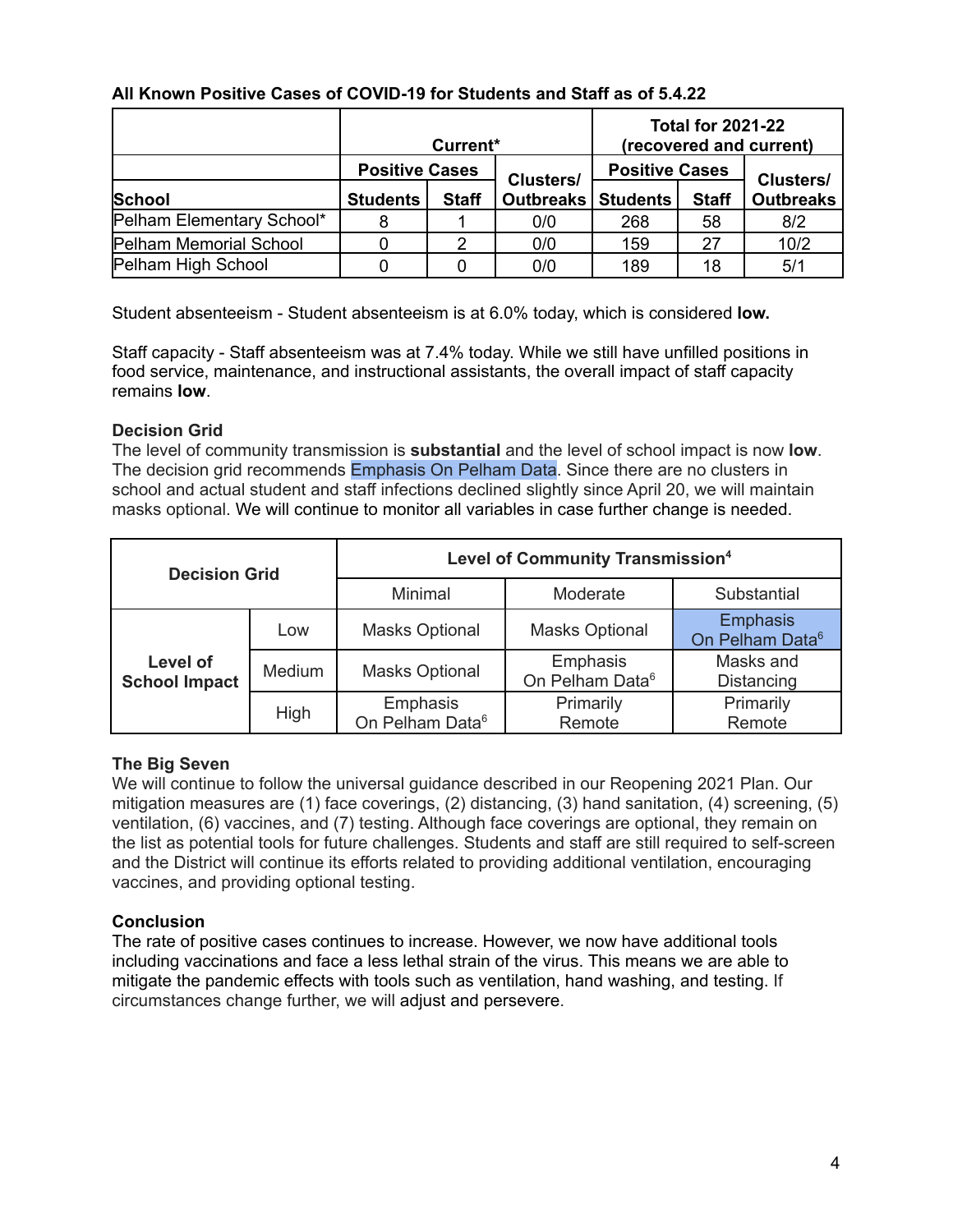**All Known Positive Cases of COVID-19 for Students and Staff as of 5.4.22**

| | Current* | | | Total for 2021-22 (recovered and current) | | |
|---|---|---|---|---|---|---|
| | Positive Cases | | Clusters/ Outbreaks | Positive Cases | | Clusters/ Outbreaks |
| School | Students | Staff | | Students | Staff | |
| Pelham Elementary School* | 8 | 1 | 0/0 | 268 | 58 | 8/2 |
| Pelham Memorial School | 0 | 2 | 0/0 | 159 | 27 | 10/2 |
| Pelham High School | 0 | 0 | 0/0 | 189 | 18 | 5/1 |

Student absenteeism - Student absenteeism is at 6.0% today, which is considered **low.**

Staff capacity - Staff absenteeism was at 7.4% today. While we still have unfilled positions in food service, maintenance, and instructional assistants, the overall impact of staff capacity remains **low**.

### Decision Grid

The level of community transmission is **substantial** and the level of school impact is now **low**. The decision grid recommends Emphasis On Pelham Data. Since there are no clusters in school and actual student and staff infections declined slightly since April 20, we will maintain masks optional. We will continue to monitor all variables in case further change is needed.

| Decision Grid | | Level of Community Transmission[4] | | |
|---|---|---|---|---|
| | | Minimal | Moderate | Substantial |
| Level of School Impact | Low | Masks Optional | Masks Optional | Emphasis On Pelham Data[6] |
| | Medium | Masks Optional | Emphasis On Pelham Data[6] | Masks and Distancing |
| | High | Emphasis On Pelham Data[6] | Primarily Remote | Primarily Remote |

### The Big Seven

We will continue to follow the universal guidance described in our Reopening 2021 Plan. Our mitigation measures are (1) face coverings, (2) distancing, (3) hand sanitation, (4) screening, (5) ventilation, (6) vaccines, and (7) testing. Although face coverings are optional, they remain on the list as potential tools for future challenges. Students and staff are still required to self-screen and the District will continue its efforts related to providing additional ventilation, encouraging vaccines, and providing optional testing.

### Conclusion

The rate of positive cases continues to increase. However, we now have additional tools including vaccinations and face a less lethal strain of the virus. This means we are able to mitigate the pandemic effects with tools such as ventilation, hand washing, and testing. If circumstances change further, we will adjust and persevere.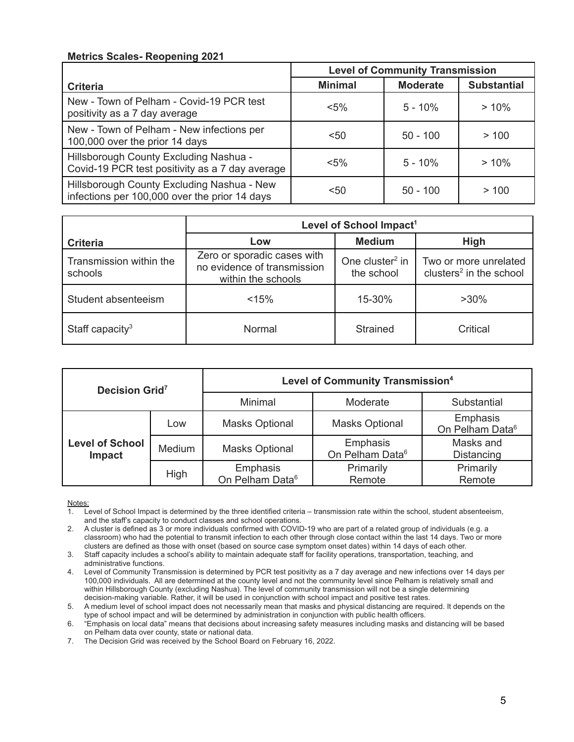**Metrics Scales- Reopening 2021**

| Criteria | Level of Community Transmission | | |
|---|---|---|---|
| | **Minimal** | **Moderate** | **Substantial** |
| New - Town of Pelham - Covid-19 PCR test positivity as a 7 day average | <5% | 5 - 10% | > 10% |
| New - Town of Pelham - New infections per 100,000 over the prior 14 days | <50 | 50 - 100 | > 100 |
| Hillsborough County Excluding Nashua - Covid-19 PCR test positivity as a 7 day average | <5% | 5 - 10% | > 10% |
| Hillsborough County Excluding Nashua - New infections per 100,000 over the prior 14 days | <50 | 50 - 100 | > 100 |

| Criteria | Level of School Impact[1] | | |
|---|---|---|---|
| | **Low** | **Medium** | **High** |
| Transmission within the schools | Zero or sporadic cases with no evidence of transmission within the schools | One cluster[2] in the school | Two or more unrelated clusters[2] in the school |
| Student absenteeism | <15% | 15-30% | >30% |
| Staff capacity[3] | Normal | Strained | Critical |

| Decision Grid[7] | | Level of Community Transmission[4] | | |
|---|---|---|---|---|
| | | Minimal | Moderate | Substantial |
| **Level of School Impact** | Low | Masks Optional | Masks Optional | Emphasis On Pelham Data[6] |
| | Medium | Masks Optional | Emphasis On Pelham Data[6] | Masks and Distancing |
| | High | Emphasis On Pelham Data[6] | Primarily Remote | Primarily Remote |

Notes:

1. Level of School Impact is determined by the three identified criteria – transmission rate within the school, student absenteeism, and the staff's capacity to conduct classes and school operations.
2. A cluster is defined as 3 or more individuals confirmed with COVID-19 who are part of a related group of individuals (e.g. a classroom) who had the potential to transmit infection to each other through close contact within the last 14 days. Two or more clusters are defined as those with onset (based on source case symptom onset dates) within 14 days of each other.
3. Staff capacity includes a school's ability to maintain adequate staff for facility operations, transportation, teaching, and administrative functions.
4. Level of Community Transmission is determined by PCR test positivity as a 7 day average and new infections over 14 days per 100,000 individuals. All are determined at the county level and not the community level since Pelham is relatively small and within Hillsborough County (excluding Nashua). The level of community transmission will not be a single determining decision-making variable. Rather, it will be used in conjunction with school impact and positive test rates.
5. A medium level of school impact does not necessarily mean that masks and physical distancing are required. It depends on the type of school impact and will be determined by administration in conjunction with public health officers.
6. "Emphasis on local data" means that decisions about increasing safety measures including masks and distancing will be based on Pelham data over county, state or national data.
7. The Decision Grid was received by the School Board on February 16, 2022.